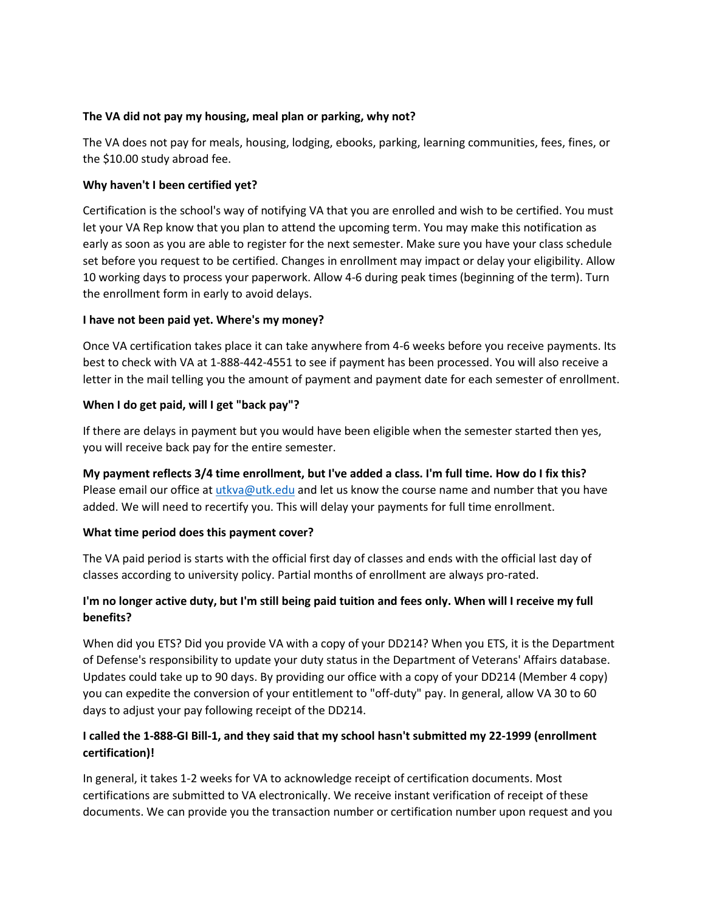**The VA did not pay my housing, meal plan or parking, why not?**

The VA does not pay for meals, housing, lodging, ebooks, parking, learning communities, fees, fines, or the $10.00 study abroad fee.

**Why haven't I been certified yet?**

Certification is the school's way of notifying VA that you are enrolled and wish to be certified. You must let your VA Rep know that you plan to attend the upcoming term. You may make this notification as early as soon as you are able to register for the next semester. Make sure you have your class schedule set before you request to be certified. Changes in enrollment may impact or delay your eligibility. Allow 10 working days to process your paperwork. Allow 4-6 during peak times (beginning of the term). Turn the enrollment form in early to avoid delays.

**I have not been paid yet. Where's my money?**

Once VA certification takes place it can take anywhere from 4-6 weeks before you receive payments. Its best to check with VA at 1-888-442-4551 to see if payment has been processed. You will also receive a letter in the mail telling you the amount of payment and payment date for each semester of enrollment.

**When I do get paid, will I get "back pay"?**

If there are delays in payment but you would have been eligible when the semester started then yes, you will receive back pay for the entire semester.

**My payment reflects 3/4 time enrollment, but I've added a class. I'm full time. How do I fix this?**
Please email our office at utkva@utk.edu and let us know the course name and number that you have added. We will need to recertify you. This will delay your payments for full time enrollment.

**What time period does this payment cover?**

The VA paid period is starts with the official first day of classes and ends with the official last day of classes according to university policy. Partial months of enrollment are always pro-rated.

**I'm no longer active duty, but I'm still being paid tuition and fees only. When will I receive my full benefits?**

When did you ETS? Did you provide VA with a copy of your DD214? When you ETS, it is the Department of Defense's responsibility to update your duty status in the Department of Veterans' Affairs database. Updates could take up to 90 days. By providing our office with a copy of your DD214 (Member 4 copy) you can expedite the conversion of your entitlement to "off-duty" pay. In general, allow VA 30 to 60 days to adjust your pay following receipt of the DD214.

**I called the 1-888-GI Bill-1, and they said that my school hasn't submitted my 22-1999 (enrollment certification)!**

In general, it takes 1-2 weeks for VA to acknowledge receipt of certification documents. Most certifications are submitted to VA electronically. We receive instant verification of receipt of these documents. We can provide you the transaction number or certification number upon request and you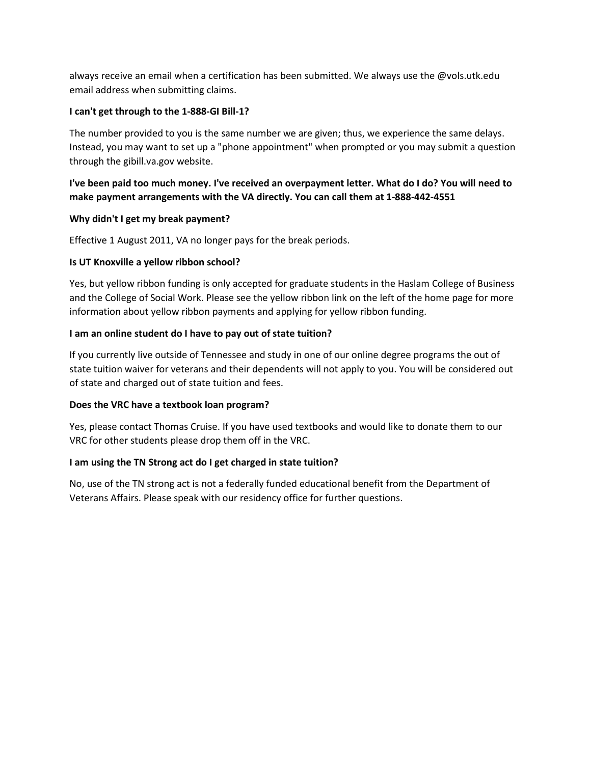always receive an email when a certification has been submitted. We always use the @vols.utk.edu email address when submitting claims.

**I can't get through to the 1-888-GI Bill-1?**

The number provided to you is the same number we are given; thus, we experience the same delays. Instead, you may want to set up a "phone appointment" when prompted or you may submit a question through the gibill.va.gov website.

**I've been paid too much money. I've received an overpayment letter. What do I do? You will need to make payment arrangements with the VA directly. You can call them at 1-888-442-4551**

**Why didn't I get my break payment?**

Effective 1 August 2011, VA no longer pays for the break periods.

**Is UT Knoxville a yellow ribbon school?**

Yes, but yellow ribbon funding is only accepted for graduate students in the Haslam College of Business and the College of Social Work. Please see the yellow ribbon link on the left of the home page for more information about yellow ribbon payments and applying for yellow ribbon funding.

**I am an online student do I have to pay out of state tuition?**

If you currently live outside of Tennessee and study in one of our online degree programs the out of state tuition waiver for veterans and their dependents will not apply to you. You will be considered out of state and charged out of state tuition and fees.

**Does the VRC have a textbook loan program?**

Yes, please contact Thomas Cruise. If you have used textbooks and would like to donate them to our VRC for other students please drop them off in the VRC.

**I am using the TN Strong act do I get charged in state tuition?**

No, use of the TN strong act is not a federally funded educational benefit from the Department of Veterans Affairs. Please speak with our residency office for further questions.